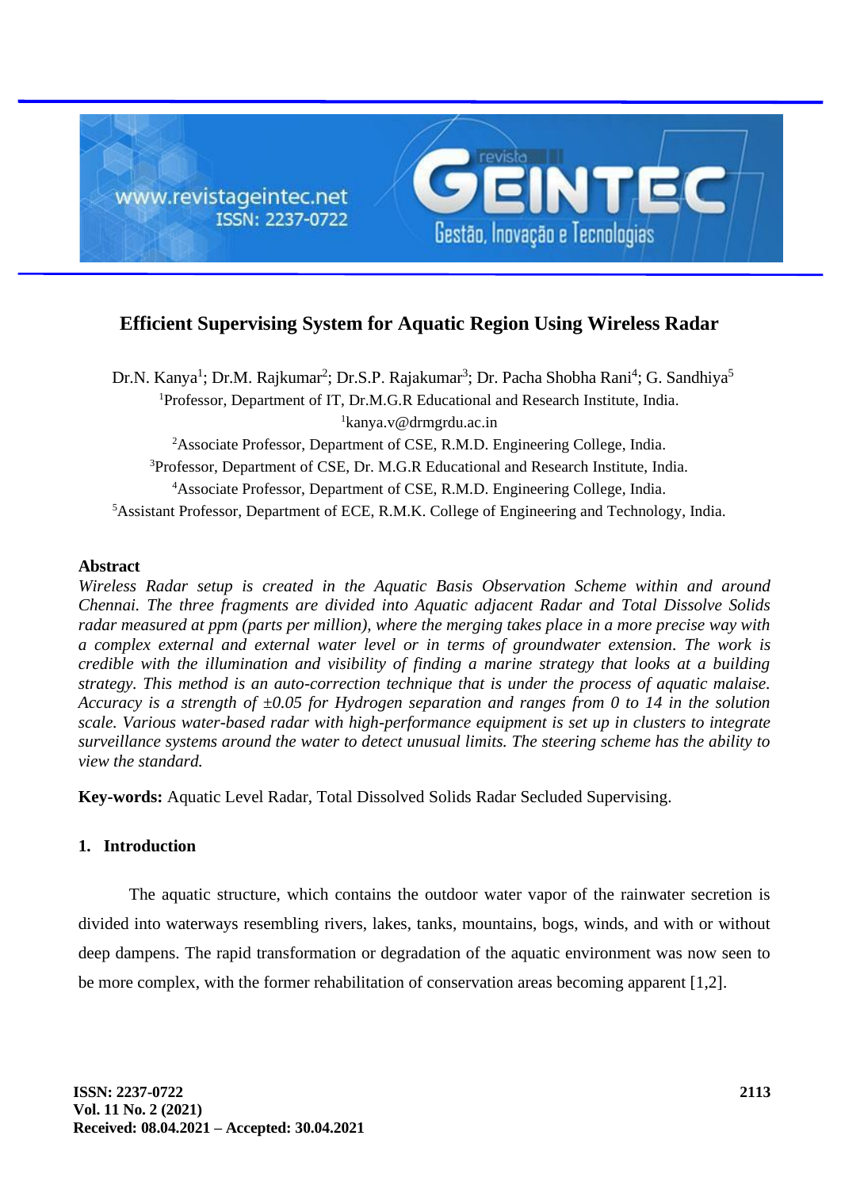# Efficient Supervising System for Aquatic Region Using Wireless Radar

Dr.N. Kanya[1]; Dr.M. Rajkumar[2]; Dr.S.P. Rajakumar[3]; Dr. Pacha Shobha Rani[4]; G. Sandhiya[5]

[1]Professor, Department of IT, Dr.M.G.R Educational and Research Institute, India.

[1]kanya.v@drmgrdu.ac.in

[2]Associate Professor, Department of CSE, R.M.D. Engineering College, India.

[3]Professor, Department of CSE, Dr. M.G.R Educational and Research Institute, India.

[4]Associate Professor, Department of CSE, R.M.D. Engineering College, India.

[5]Assistant Professor, Department of ECE, R.M.K. College of Engineering and Technology, India.

## Abstract

*Wireless Radar setup is created in the Aquatic Basis Observation Scheme within and around Chennai. The three fragments are divided into Aquatic adjacent Radar and Total Dissolve Solids radar measured at ppm (parts per million), where the merging takes place in a more precise way with a complex external and external water level or in terms of groundwater extension. The work is credible with the illumination and visibility of finding a marine strategy that looks at a building strategy. This method is an auto-correction technique that is under the process of aquatic malaise. Accuracy is a strength of ±0.05 for Hydrogen separation and ranges from 0 to 14 in the solution scale. Various water-based radar with high-performance equipment is set up in clusters to integrate surveillance systems around the water to detect unusual limits. The steering scheme has the ability to view the standard.*

**Key-words:** Aquatic Level Radar, Total Dissolved Solids Radar Secluded Supervising.

## 1. Introduction

The aquatic structure, which contains the outdoor water vapor of the rainwater secretion is divided into waterways resembling rivers, lakes, tanks, mountains, bogs, winds, and with or without deep dampens. The rapid transformation or degradation of the aquatic environment was now seen to be more complex, with the former rehabilitation of conservation areas becoming apparent [1,2].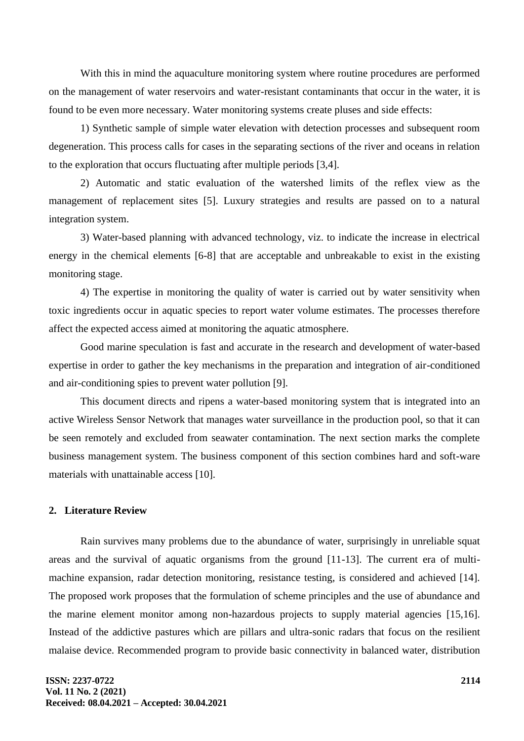With this in mind the aquaculture monitoring system where routine procedures are performed on the management of water reservoirs and water-resistant contaminants that occur in the water, it is found to be even more necessary. Water monitoring systems create pluses and side effects:

1) Synthetic sample of simple water elevation with detection processes and subsequent room degeneration. This process calls for cases in the separating sections of the river and oceans in relation to the exploration that occurs fluctuating after multiple periods [3,4].

2) Automatic and static evaluation of the watershed limits of the reflex view as the management of replacement sites [5]. Luxury strategies and results are passed on to a natural integration system.

3) Water-based planning with advanced technology, viz. to indicate the increase in electrical energy in the chemical elements [6-8] that are acceptable and unbreakable to exist in the existing monitoring stage.

4) The expertise in monitoring the quality of water is carried out by water sensitivity when toxic ingredients occur in aquatic species to report water volume estimates. The processes therefore affect the expected access aimed at monitoring the aquatic atmosphere.

Good marine speculation is fast and accurate in the research and development of water-based expertise in order to gather the key mechanisms in the preparation and integration of air-conditioned and air-conditioning spies to prevent water pollution [9].

This document directs and ripens a water-based monitoring system that is integrated into an active Wireless Sensor Network that manages water surveillance in the production pool, so that it can be seen remotely and excluded from seawater contamination. The next section marks the complete business management system. The business component of this section combines hard and soft-ware materials with unattainable access [10].

## 2. Literature Review

Rain survives many problems due to the abundance of water, surprisingly in unreliable squat areas and the survival of aquatic organisms from the ground [11-13]. The current era of multi-machine expansion, radar detection monitoring, resistance testing, is considered and achieved [14]. The proposed work proposes that the formulation of scheme principles and the use of abundance and the marine element monitor among non-hazardous projects to supply material agencies [15,16]. Instead of the addictive pastures which are pillars and ultra-sonic radars that focus on the resilient malaise device. Recommended program to provide basic connectivity in balanced water, distribution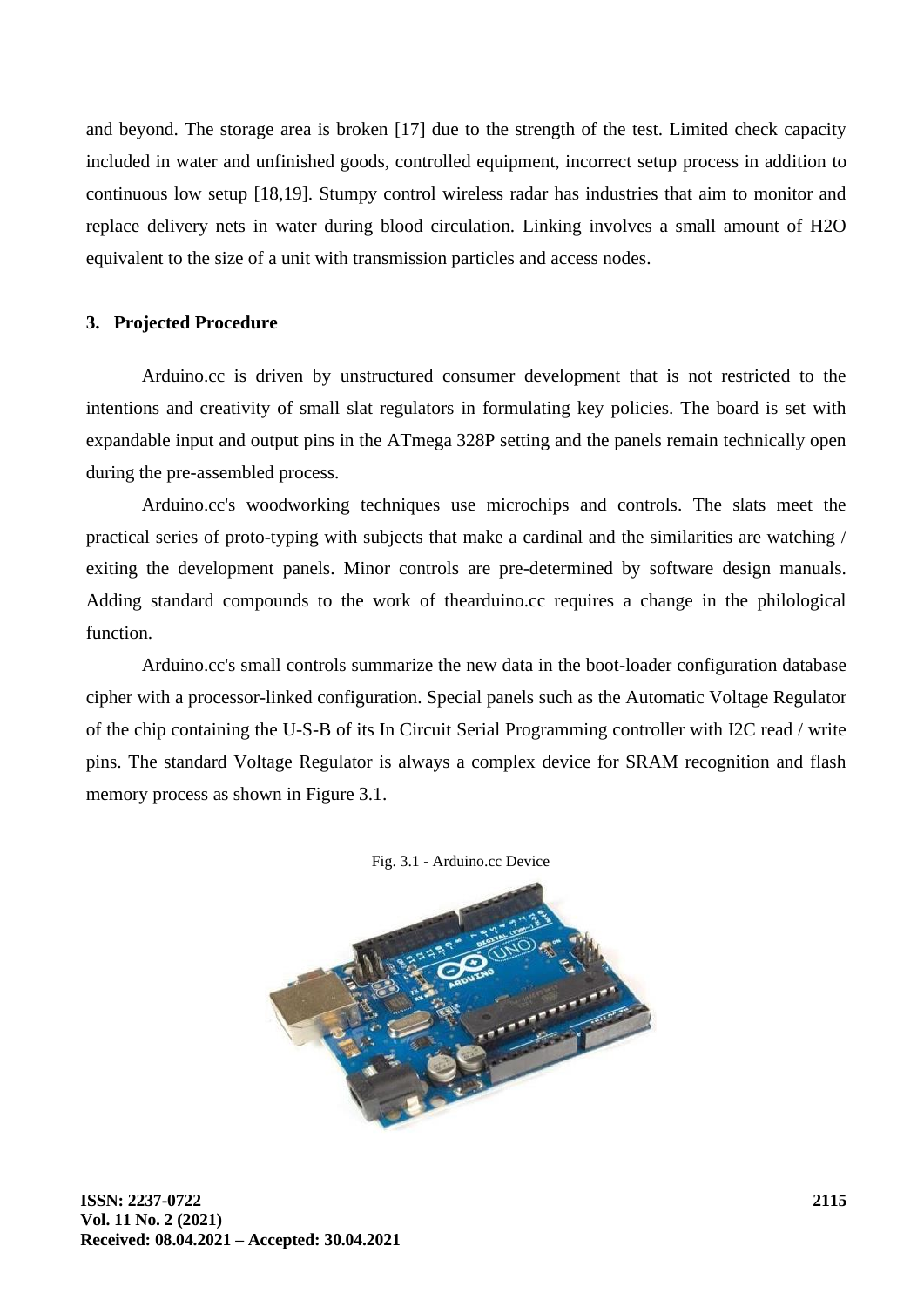and beyond. The storage area is broken [17] due to the strength of the test. Limited check capacity included in water and unfinished goods, controlled equipment, incorrect setup process in addition to continuous low setup [18,19]. Stumpy control wireless radar has industries that aim to monitor and replace delivery nets in water during blood circulation. Linking involves a small amount of H2O equivalent to the size of a unit with transmission particles and access nodes.

### 3. Projected Procedure

Arduino.cc is driven by unstructured consumer development that is not restricted to the intentions and creativity of small slat regulators in formulating key policies. The board is set with expandable input and output pins in the ATmega 328P setting and the panels remain technically open during the pre-assembled process.

Arduino.cc's woodworking techniques use microchips and controls. The slats meet the practical series of proto-typing with subjects that make a cardinal and the similarities are watching / exiting the development panels. Minor controls are pre-determined by software design manuals. Adding standard compounds to the work of thearduino.cc requires a change in the philological function.

Arduino.cc's small controls summarize the new data in the boot-loader configuration database cipher with a processor-linked configuration. Special panels such as the Automatic Voltage Regulator of the chip containing the U-S-B of its In Circuit Serial Programming controller with I2C read / write pins. The standard Voltage Regulator is always a complex device for SRAM recognition and flash memory process as shown in Figure 3.1.

Fig. 3.1 - Arduino.cc Device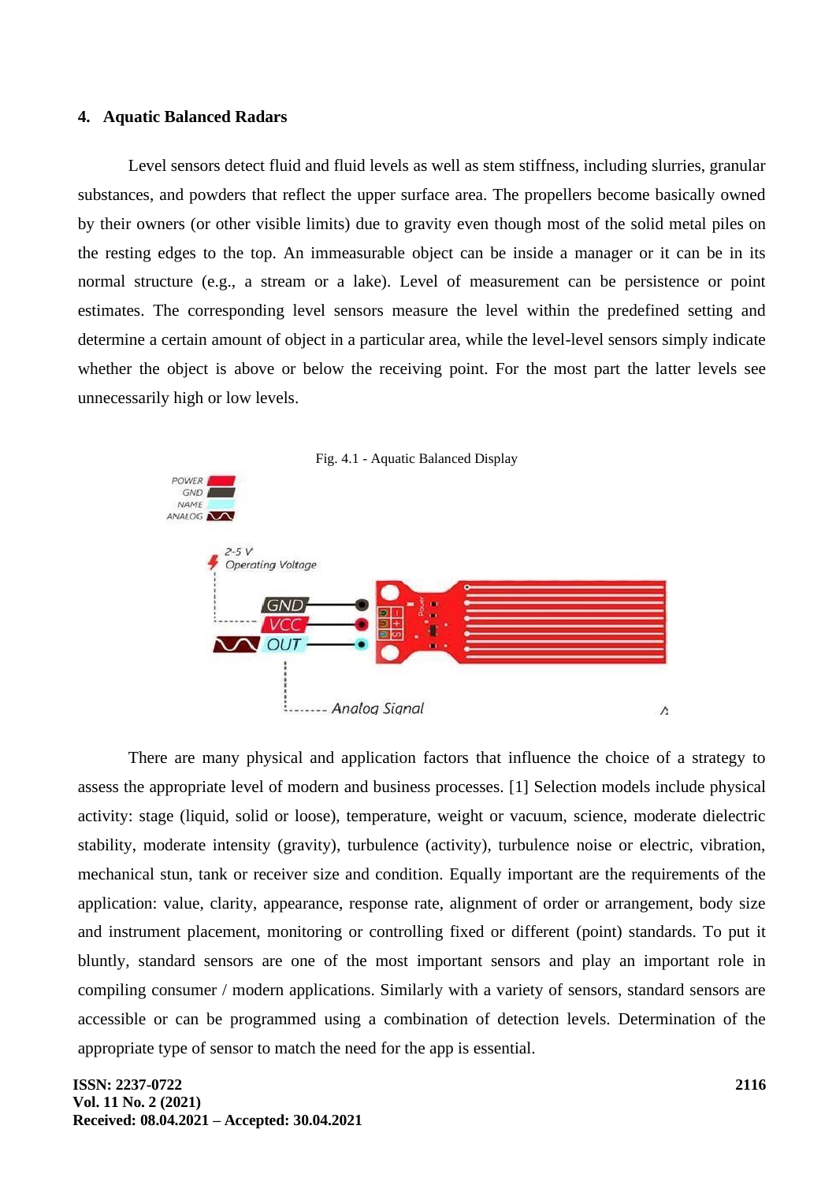## 4. Aquatic Balanced Radars

Level sensors detect fluid and fluid levels as well as stem stiffness, including slurries, granular substances, and powders that reflect the upper surface area. The propellers become basically owned by their owners (or other visible limits) due to gravity even though most of the solid metal piles on the resting edges to the top. An immeasurable object can be inside a manager or it can be in its normal structure (e.g., a stream or a lake). Level of measurement can be persistence or point estimates. The corresponding level sensors measure the level within the predefined setting and determine a certain amount of object in a particular area, while the level-level sensors simply indicate whether the object is above or below the receiving point. For the most part the latter levels see unnecessarily high or low levels.

Fig. 4.1 - Aquatic Balanced Display

There are many physical and application factors that influence the choice of a strategy to assess the appropriate level of modern and business processes. [1] Selection models include physical activity: stage (liquid, solid or loose), temperature, weight or vacuum, science, moderate dielectric stability, moderate intensity (gravity), turbulence (activity), turbulence noise or electric, vibration, mechanical stun, tank or receiver size and condition. Equally important are the requirements of the application: value, clarity, appearance, response rate, alignment of order or arrangement, body size and instrument placement, monitoring or controlling fixed or different (point) standards. To put it bluntly, standard sensors are one of the most important sensors and play an important role in compiling consumer / modern applications. Similarly with a variety of sensors, standard sensors are accessible or can be programmed using a combination of detection levels. Determination of the appropriate type of sensor to match the need for the app is essential.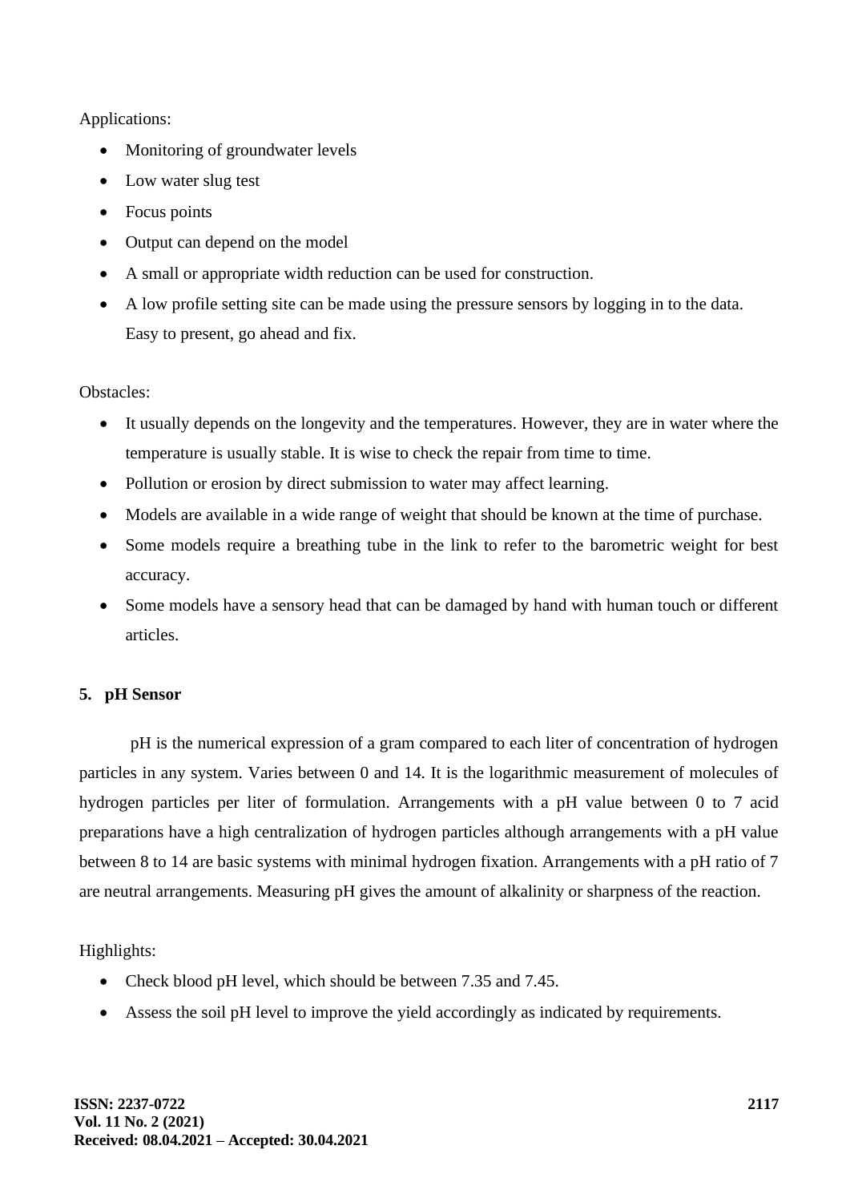Applications:

- Monitoring of groundwater levels
- Low water slug test
- Focus points
- Output can depend on the model
- A small or appropriate width reduction can be used for construction.
- A low profile setting site can be made using the pressure sensors by logging in to the data. Easy to present, go ahead and fix.

Obstacles:

- It usually depends on the longevity and the temperatures. However, they are in water where the temperature is usually stable. It is wise to check the repair from time to time.
- Pollution or erosion by direct submission to water may affect learning.
- Models are available in a wide range of weight that should be known at the time of purchase.
- Some models require a breathing tube in the link to refer to the barometric weight for best accuracy.
- Some models have a sensory head that can be damaged by hand with human touch or different articles.

**5. pH Sensor**

pH is the numerical expression of a gram compared to each liter of concentration of hydrogen particles in any system. Varies between 0 and 14. It is the logarithmic measurement of molecules of hydrogen particles per liter of formulation. Arrangements with a pH value between 0 to 7 acid preparations have a high centralization of hydrogen particles although arrangements with a pH value between 8 to 14 are basic systems with minimal hydrogen fixation. Arrangements with a pH ratio of 7 are neutral arrangements. Measuring pH gives the amount of alkalinity or sharpness of the reaction.

Highlights:

- Check blood pH level, which should be between 7.35 and 7.45.
- Assess the soil pH level to improve the yield accordingly as indicated by requirements.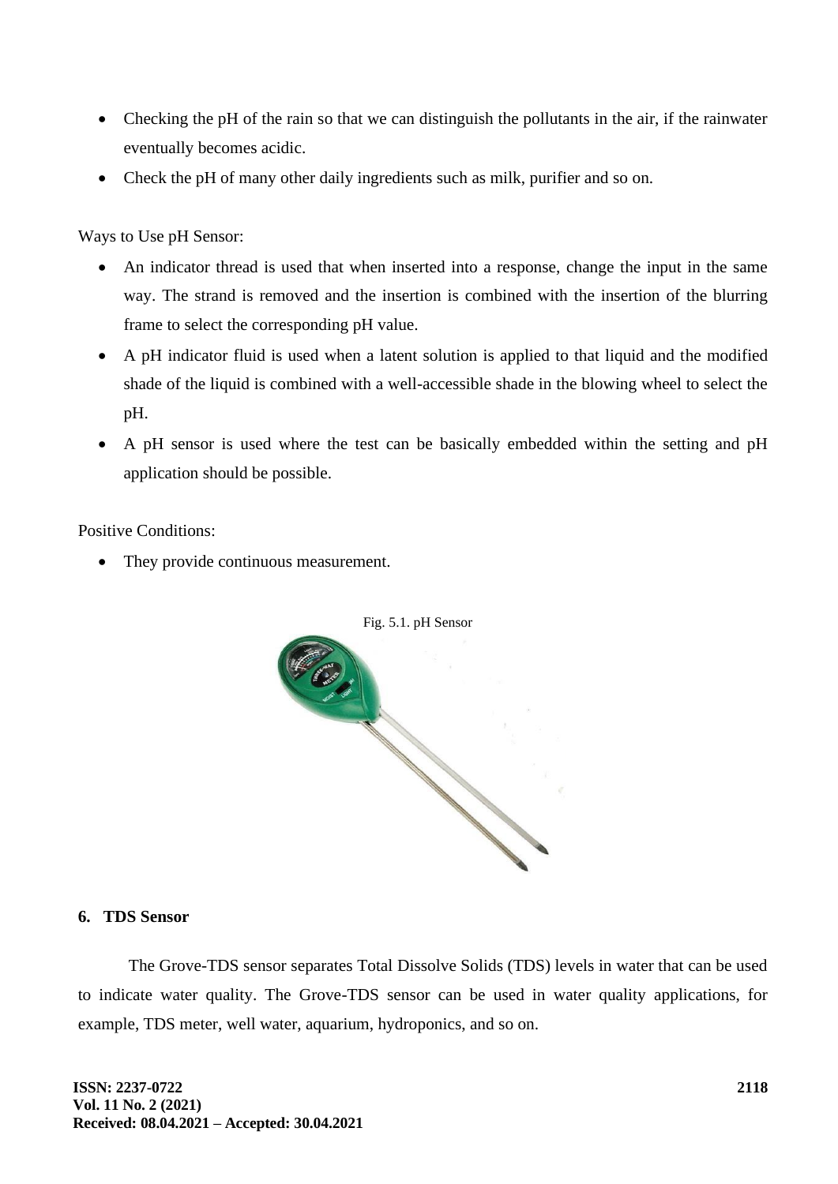- Checking the pH of the rain so that we can distinguish the pollutants in the air, if the rainwater eventually becomes acidic.
- Check the pH of many other daily ingredients such as milk, purifier and so on.

Ways to Use pH Sensor:

- An indicator thread is used that when inserted into a response, change the input in the same way. The strand is removed and the insertion is combined with the insertion of the blurring frame to select the corresponding pH value.
- A pH indicator fluid is used when a latent solution is applied to that liquid and the modified shade of the liquid is combined with a well-accessible shade in the blowing wheel to select the pH.
- A pH sensor is used where the test can be basically embedded within the setting and pH application should be possible.

Positive Conditions:

- They provide continuous measurement.

Fig. 5.1. pH Sensor

## 6. TDS Sensor

The Grove-TDS sensor separates Total Dissolve Solids (TDS) levels in water that can be used to indicate water quality. The Grove-TDS sensor can be used in water quality applications, for example, TDS meter, well water, aquarium, hydroponics, and so on.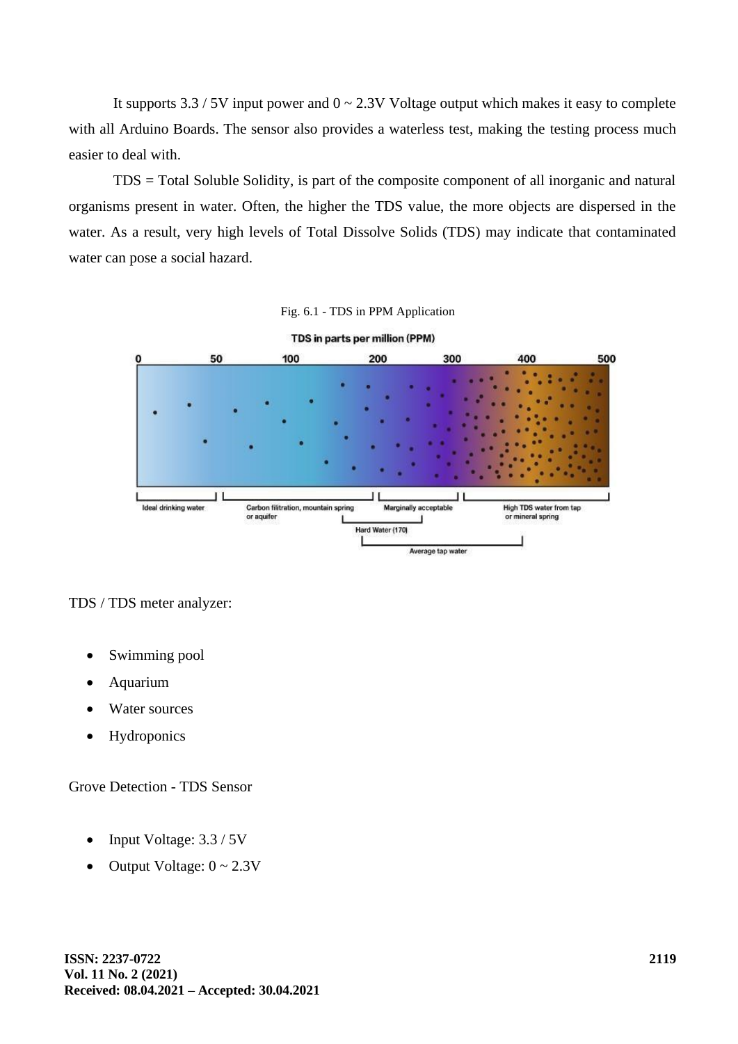It supports 3.3 / 5V input power and 0 ~ 2.3V Voltage output which makes it easy to complete with all Arduino Boards. The sensor also provides a waterless test, making the testing process much easier to deal with.

TDS = Total Soluble Solidity, is part of the composite component of all inorganic and natural organisms present in water. Often, the higher the TDS value, the more objects are dispersed in the water. As a result, very high levels of Total Dissolve Solids (TDS) may indicate that contaminated water can pose a social hazard.

Fig. 6.1 - TDS in PPM Application

TDS / TDS meter analyzer:

- Swimming pool
- Aquarium
- Water sources
- Hydroponics

Grove Detection - TDS Sensor

- Input Voltage: 3.3 / 5V
- Output Voltage: 0 ~ 2.3V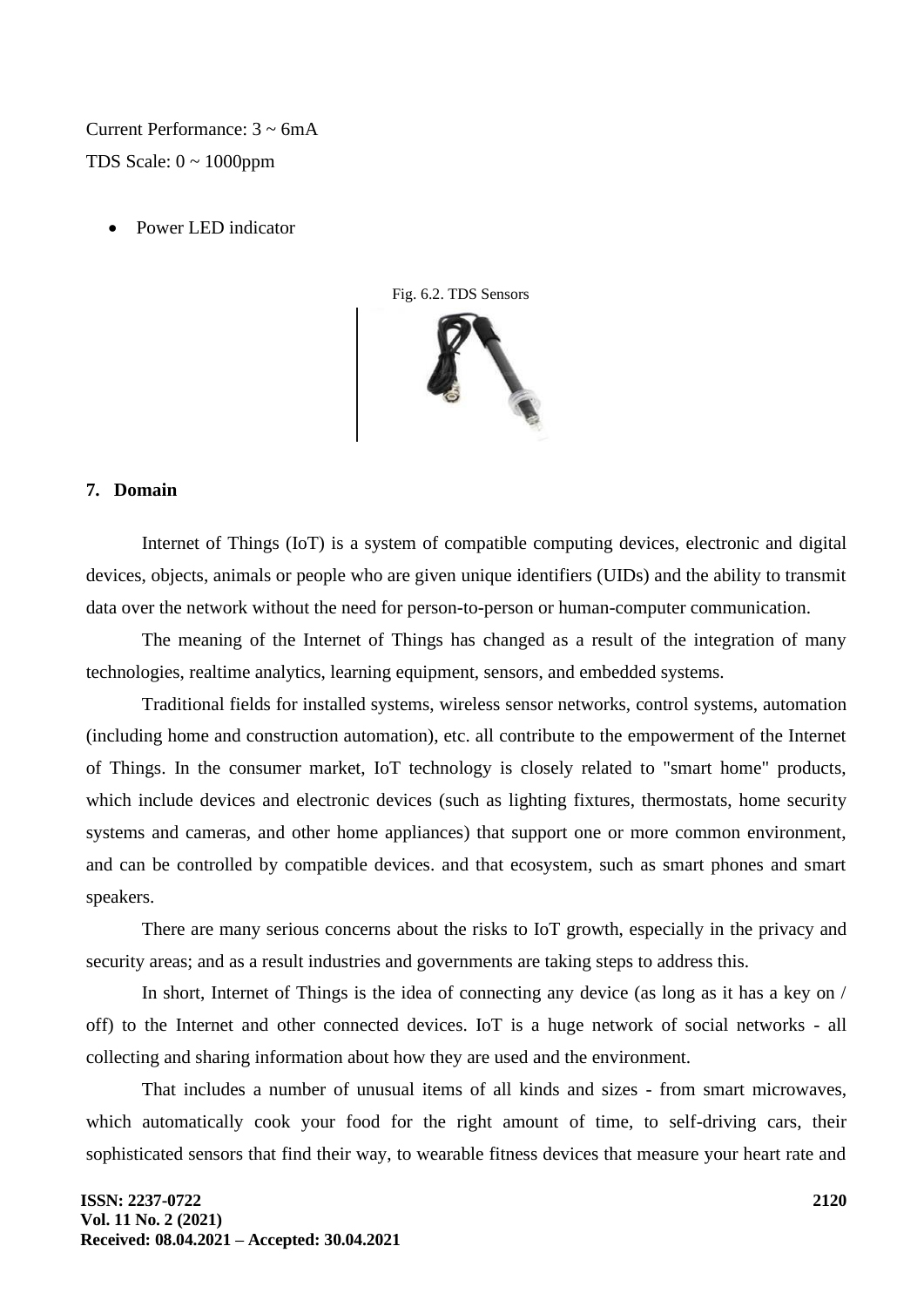Current Performance: 3 ~ 6mA

TDS Scale: 0 ~ 1000ppm

- Power LED indicator

Fig. 6.2. TDS Sensors

## 7. Domain

Internet of Things (IoT) is a system of compatible computing devices, electronic and digital devices, objects, animals or people who are given unique identifiers (UIDs) and the ability to transmit data over the network without the need for person-to-person or human-computer communication.

The meaning of the Internet of Things has changed as a result of the integration of many technologies, realtime analytics, learning equipment, sensors, and embedded systems.

Traditional fields for installed systems, wireless sensor networks, control systems, automation (including home and construction automation), etc. all contribute to the empowerment of the Internet of Things. In the consumer market, IoT technology is closely related to "smart home" products, which include devices and electronic devices (such as lighting fixtures, thermostats, home security systems and cameras, and other home appliances) that support one or more common environment, and can be controlled by compatible devices. and that ecosystem, such as smart phones and smart speakers.

There are many serious concerns about the risks to IoT growth, especially in the privacy and security areas; and as a result industries and governments are taking steps to address this.

In short, Internet of Things is the idea of connecting any device (as long as it has a key on / off) to the Internet and other connected devices. IoT is a huge network of social networks - all collecting and sharing information about how they are used and the environment.

That includes a number of unusual items of all kinds and sizes - from smart microwaves, which automatically cook your food for the right amount of time, to self-driving cars, their sophisticated sensors that find their way, to wearable fitness devices that measure your heart rate and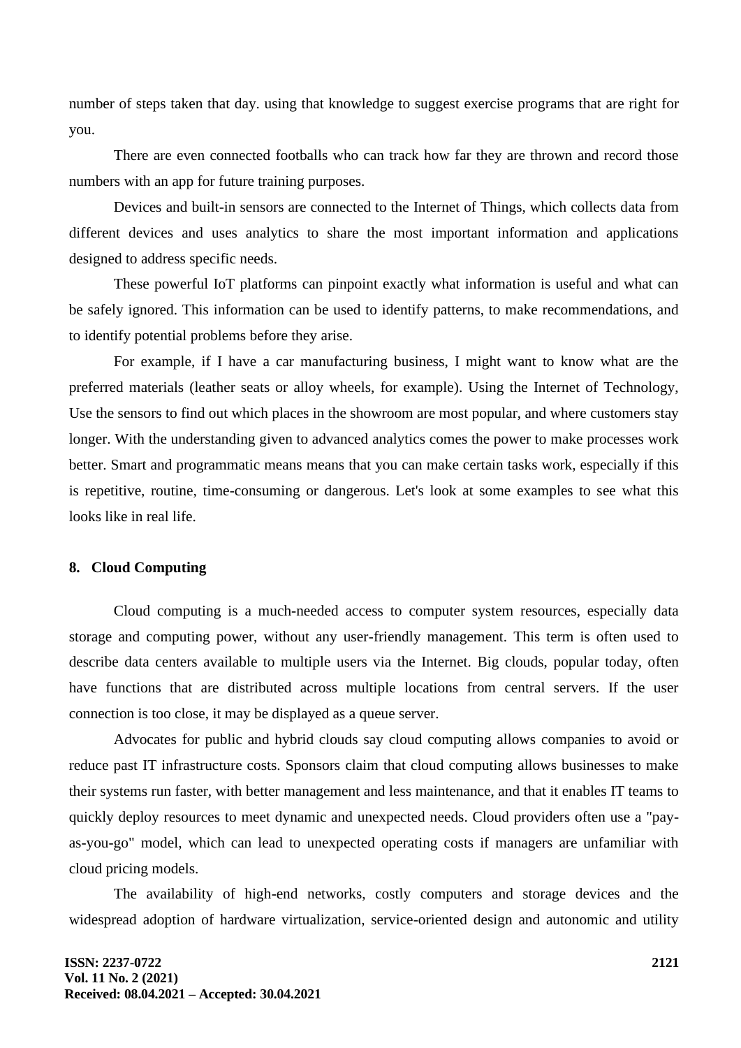number of steps taken that day. using that knowledge to suggest exercise programs that are right for you.

There are even connected footballs who can track how far they are thrown and record those numbers with an app for future training purposes.

Devices and built-in sensors are connected to the Internet of Things, which collects data from different devices and uses analytics to share the most important information and applications designed to address specific needs.

These powerful IoT platforms can pinpoint exactly what information is useful and what can be safely ignored. This information can be used to identify patterns, to make recommendations, and to identify potential problems before they arise.

For example, if I have a car manufacturing business, I might want to know what are the preferred materials (leather seats or alloy wheels, for example). Using the Internet of Technology, Use the sensors to find out which places in the showroom are most popular, and where customers stay longer. With the understanding given to advanced analytics comes the power to make processes work better. Smart and programmatic means means that you can make certain tasks work, especially if this is repetitive, routine, time-consuming or dangerous. Let's look at some examples to see what this looks like in real life.

## 8. Cloud Computing

Cloud computing is a much-needed access to computer system resources, especially data storage and computing power, without any user-friendly management. This term is often used to describe data centers available to multiple users via the Internet. Big clouds, popular today, often have functions that are distributed across multiple locations from central servers. If the user connection is too close, it may be displayed as a queue server.

Advocates for public and hybrid clouds say cloud computing allows companies to avoid or reduce past IT infrastructure costs. Sponsors claim that cloud computing allows businesses to make their systems run faster, with better management and less maintenance, and that it enables IT teams to quickly deploy resources to meet dynamic and unexpected needs. Cloud providers often use a "pay-as-you-go" model, which can lead to unexpected operating costs if managers are unfamiliar with cloud pricing models.

The availability of high-end networks, costly computers and storage devices and the widespread adoption of hardware virtualization, service-oriented design and autonomic and utility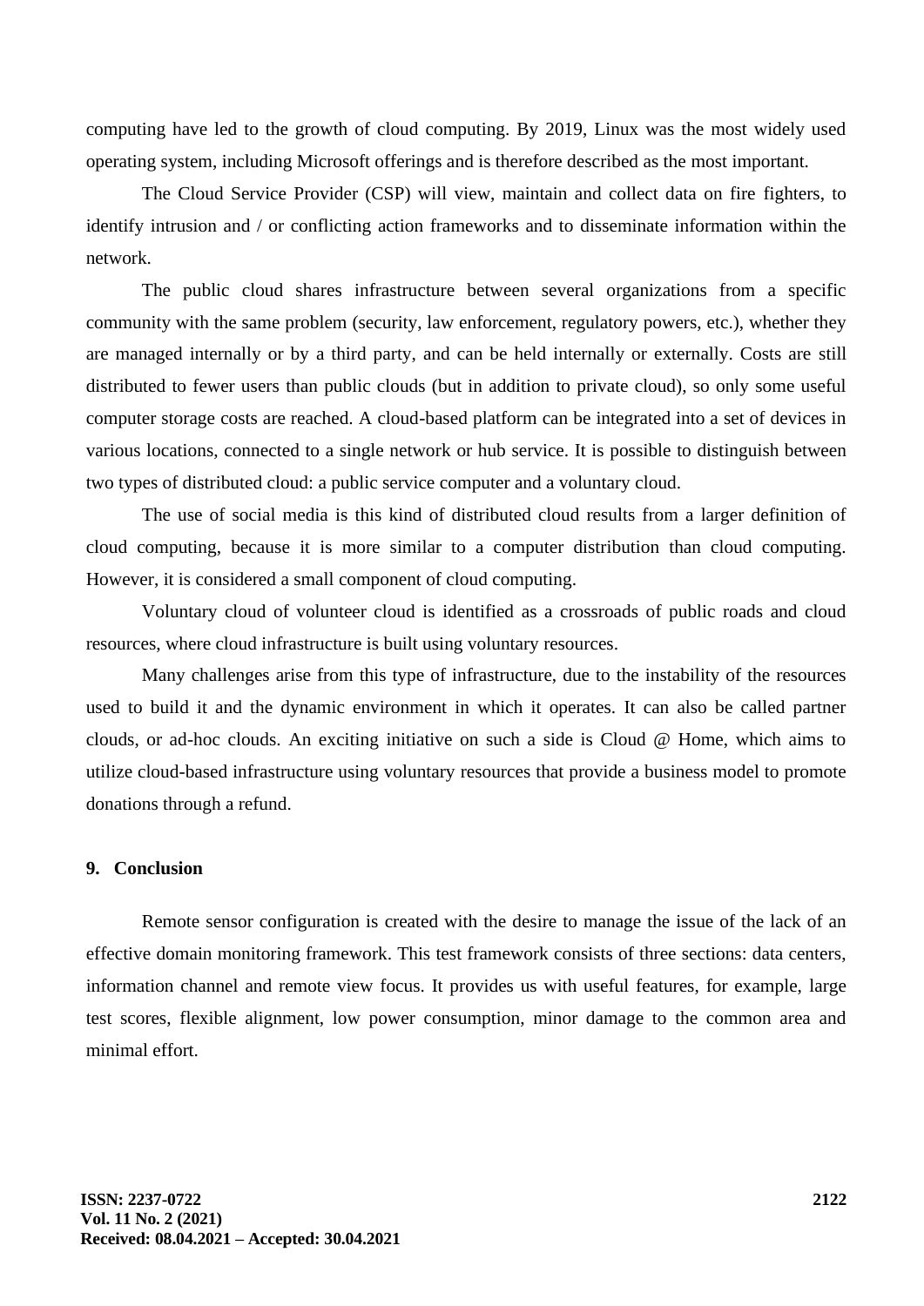computing have led to the growth of cloud computing. By 2019, Linux was the most widely used operating system, including Microsoft offerings and is therefore described as the most important.

The Cloud Service Provider (CSP) will view, maintain and collect data on fire fighters, to identify intrusion and / or conflicting action frameworks and to disseminate information within the network.

The public cloud shares infrastructure between several organizations from a specific community with the same problem (security, law enforcement, regulatory powers, etc.), whether they are managed internally or by a third party, and can be held internally or externally. Costs are still distributed to fewer users than public clouds (but in addition to private cloud), so only some useful computer storage costs are reached. A cloud-based platform can be integrated into a set of devices in various locations, connected to a single network or hub service. It is possible to distinguish between two types of distributed cloud: a public service computer and a voluntary cloud.

The use of social media is this kind of distributed cloud results from a larger definition of cloud computing, because it is more similar to a computer distribution than cloud computing. However, it is considered a small component of cloud computing.

Voluntary cloud of volunteer cloud is identified as a crossroads of public roads and cloud resources, where cloud infrastructure is built using voluntary resources.

Many challenges arise from this type of infrastructure, due to the instability of the resources used to build it and the dynamic environment in which it operates. It can also be called partner clouds, or ad-hoc clouds. An exciting initiative on such a side is Cloud @ Home, which aims to utilize cloud-based infrastructure using voluntary resources that provide a business model to promote donations through a refund.

## 9. Conclusion

Remote sensor configuration is created with the desire to manage the issue of the lack of an effective domain monitoring framework. This test framework consists of three sections: data centers, information channel and remote view focus. It provides us with useful features, for example, large test scores, flexible alignment, low power consumption, minor damage to the common area and minimal effort.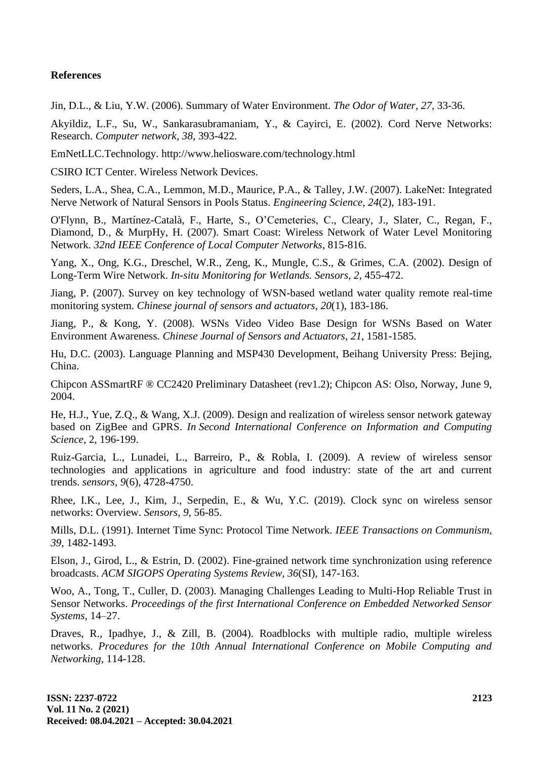**References**

Jin, D.L., & Liu, Y.W. (2006). Summary of Water Environment. *The Odor of Water*, *27*, 33-36.

Akyildiz, L.F., Su, W., Sankarasubramaniam, Y., & Cayirci, E. (2002). Cord Nerve Networks: Research. *Computer network*, *38*, 393-422.

EmNetLLC.Technology. http://www.heliosware.com/technology.html

CSIRO ICT Center. Wireless Network Devices.

Seders, L.A., Shea, C.A., Lemmon, M.D., Maurice, P.A., & Talley, J.W. (2007). LakeNet: Integrated Nerve Network of Natural Sensors in Pools Status. *Engineering Science*, *24*(2), 183-191.

O'Flynn, B., Martínez-Català, F., Harte, S., O'Cemeteries, C., Cleary, J., Slater, C., Regan, F., Diamond, D., & MurpHy, H. (2007). Smart Coast: Wireless Network of Water Level Monitoring Network. *32nd IEEE Conference of Local Computer Networks*, 815-816.

Yang, X., Ong, K.G., Dreschel, W.R., Zeng, K., Mungle, C.S., & Grimes, C.A. (2002). Design of Long-Term Wire Network. *In-situ Monitoring for Wetlands. Sensors*, *2*, 455-472.

Jiang, P. (2007). Survey on key technology of WSN-based wetland water quality remote real-time monitoring system. *Chinese journal of sensors and actuators*, *20*(1), 183-186.

Jiang, P., & Kong, Y. (2008). WSNs Video Video Base Design for WSNs Based on Water Environment Awareness. *Chinese Journal of Sensors and Actuators*, *21*, 1581-1585.

Hu, D.C. (2003). Language Planning and MSP430 Development, Beihang University Press: Bejing, China.

Chipcon ASSmartRF ® CC2420 Preliminary Datasheet (rev1.2); Chipcon AS: Olso, Norway, June 9, 2004.

He, H.J., Yue, Z.Q., & Wang, X.J. (2009). Design and realization of wireless sensor network gateway based on ZigBee and GPRS. *In Second International Conference on Information and Computing Science*, 2, 196-199.

Ruiz-Garcia, L., Lunadei, L., Barreiro, P., & Robla, I. (2009). A review of wireless sensor technologies and applications in agriculture and food industry: state of the art and current trends. *sensors*, *9*(6), 4728-4750.

Rhee, I.K., Lee, J., Kim, J., Serpedin, E., & Wu, Y.C. (2019). Clock sync on wireless sensor networks: Overview. *Sensors*, *9*, 56-85.

Mills, D.L. (1991). Internet Time Sync: Protocol Time Network. *IEEE Transactions on Communism*, *39*, 1482-1493.

Elson, J., Girod, L., & Estrin, D. (2002). Fine-grained network time synchronization using reference broadcasts. *ACM SIGOPS Operating Systems Review*, *36*(SI), 147-163.

Woo, A., Tong, T., Culler, D. (2003). Managing Challenges Leading to Multi-Hop Reliable Trust in Sensor Networks. *Proceedings of the first International Conference on Embedded Networked Sensor Systems*, 14–27.

Draves, R., Ipadhye, J., & Zill, B. (2004). Roadblocks with multiple radio, multiple wireless networks. *Procedures for the 10th Annual International Conference on Mobile Computing and Networking*, 114-128.